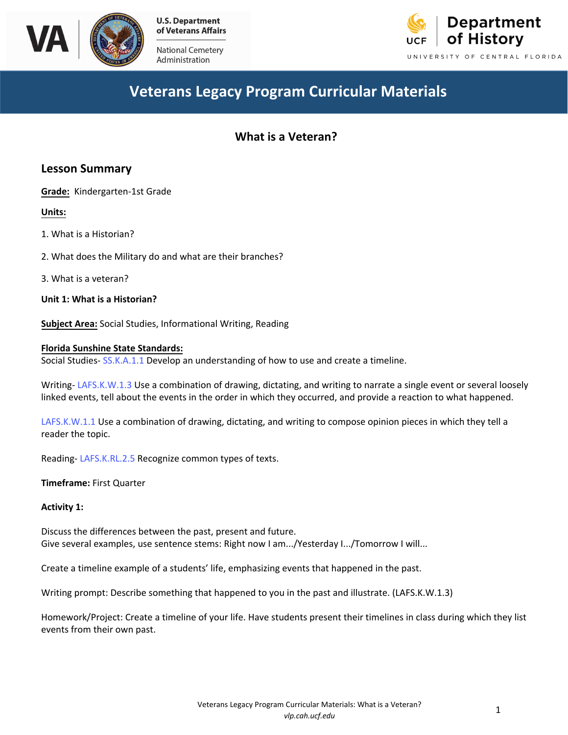# Veterans Legacy Program Curricular Materials

## What is a Veteran?

### Lesson Summary

**Grade:** Kindergarten-1st Grade

**Units:**

1. What is a Historian?

2. What does the Military do and what are their branches?

3. What is a veteran?

**Unit 1: What is a Historian?**

**Subject Area:** Social Studies, Informational Writing, Reading

**Florida Sunshine State Standards:**
Social Studies- SS.K.A.1.1 Develop an understanding of how to use and create a timeline.

Writing- LAFS.K.W.1.3 Use a combination of drawing, dictating, and writing to narrate a single event or several loosely linked events, tell about the events in the order in which they occurred, and provide a reaction to what happened.

LAFS.K.W.1.1 Use a combination of drawing, dictating, and writing to compose opinion pieces in which they tell a reader the topic.

Reading- LAFS.K.RL.2.5 Recognize common types of texts.

**Timeframe:** First Quarter

**Activity 1:**

Discuss the differences between the past, present and future.
Give several examples, use sentence stems: Right now I am.../Yesterday I.../Tomorrow I will...

Create a timeline example of a students' life, emphasizing events that happened in the past.

Writing prompt: Describe something that happened to you in the past and illustrate. (LAFS.K.W.1.3)

Homework/Project: Create a timeline of your life. Have students present their timelines in class during which they list events from their own past.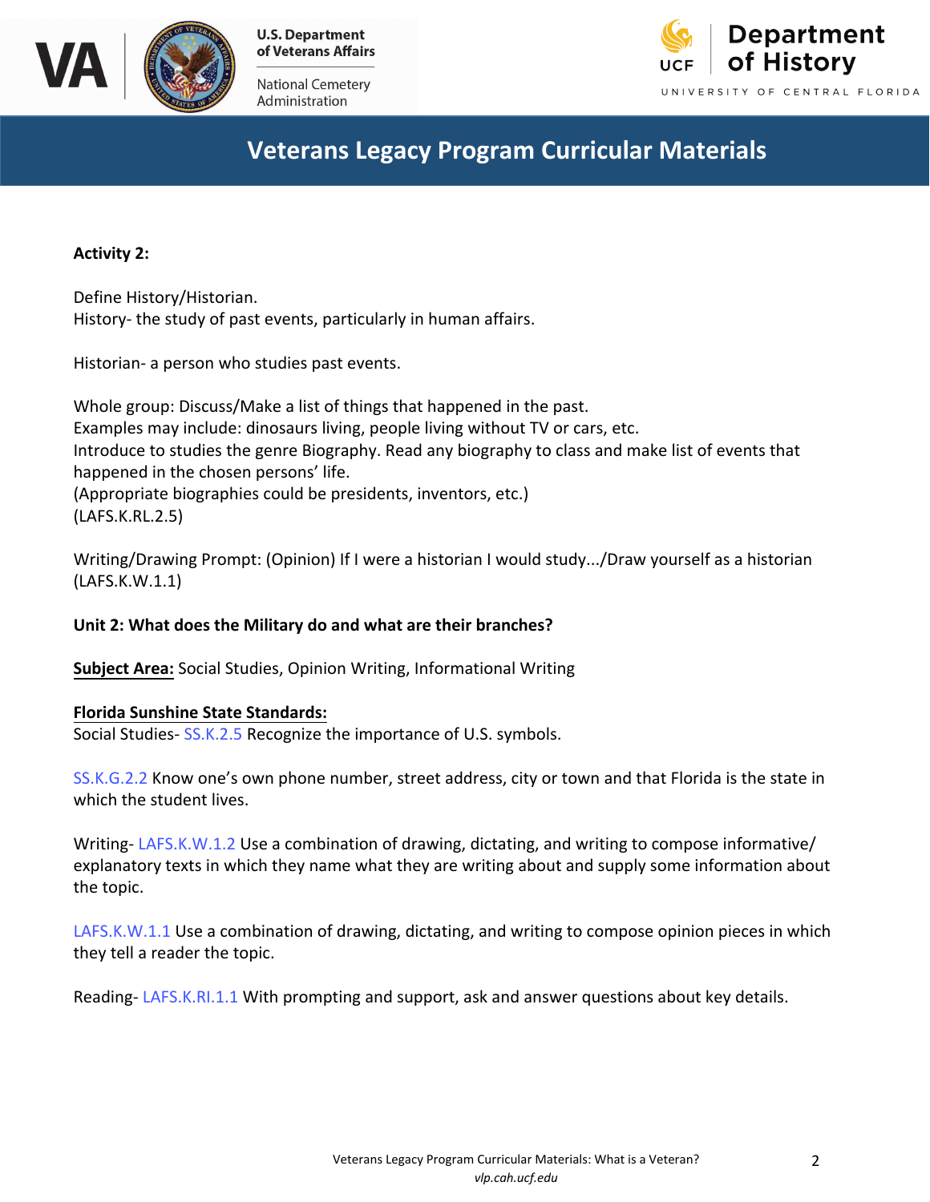**Activity 2:**

Define History/Historian.
History- the study of past events, particularly in human affairs.

Historian- a person who studies past events.

Whole group: Discuss/Make a list of things that happened in the past.
Examples may include: dinosaurs living, people living without TV or cars, etc.
Introduce to studies the genre Biography. Read any biography to class and make list of events that happened in the chosen persons' life.
(Appropriate biographies could be presidents, inventors, etc.)
(LAFS.K.RL.2.5)

Writing/Drawing Prompt: (Opinion) If I were a historian I would study.../Draw yourself as a historian (LAFS.K.W.1.1)

**Unit 2: What does the Military do and what are their branches?**

**<u>Subject Area:</u>** Social Studies, Opinion Writing, Informational Writing

**<u>Florida Sunshine State Standards:</u>**
Social Studies- SS.K.2.5 Recognize the importance of U.S. symbols.

SS.K.G.2.2 Know one's own phone number, street address, city or town and that Florida is the state in which the student lives.

Writing- LAFS.K.W.1.2 Use a combination of drawing, dictating, and writing to compose informative/ explanatory texts in which they name what they are writing about and supply some information about the topic.

LAFS.K.W.1.1 Use a combination of drawing, dictating, and writing to compose opinion pieces in which they tell a reader the topic.

Reading- LAFS.K.RI.1.1 With prompting and support, ask and answer questions about key details.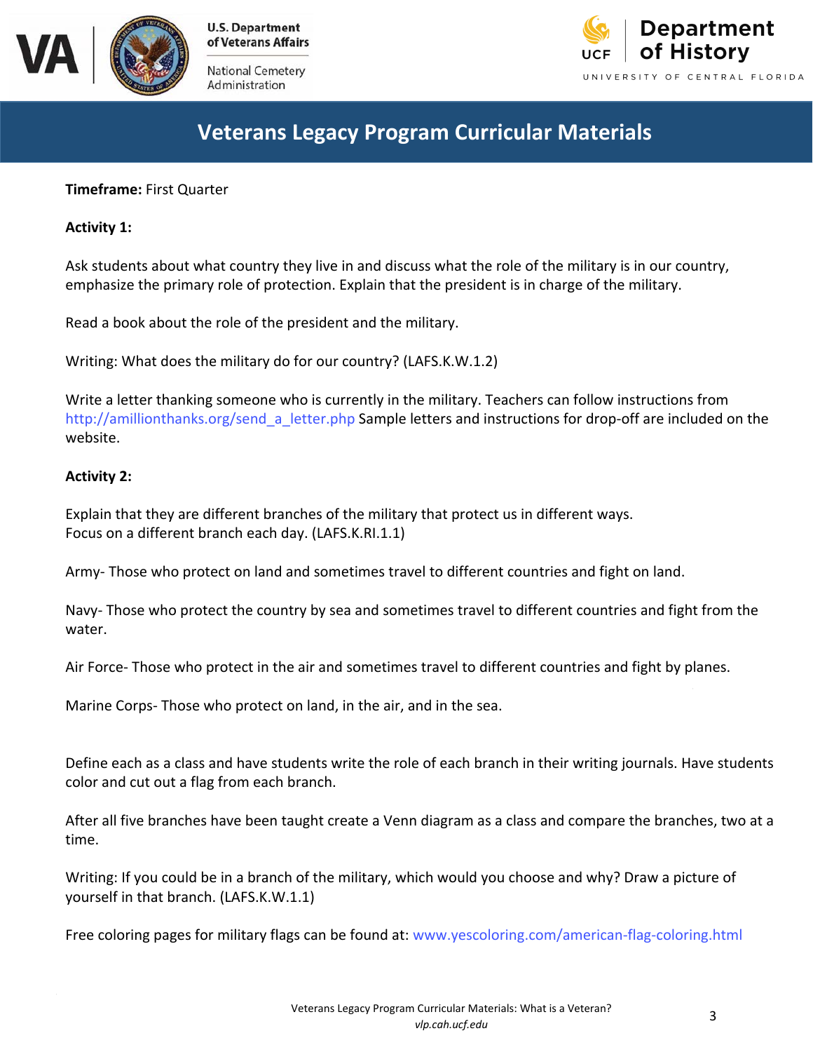**Timeframe:** First Quarter

**Activity 1:**

Ask students about what country they live in and discuss what the role of the military is in our country, emphasize the primary role of protection. Explain that the president is in charge of the military.

Read a book about the role of the president and the military.

Writing: What does the military do for our country? (LAFS.K.W.1.2)

Write a letter thanking someone who is currently in the military. Teachers can follow instructions from http://amillionthanks.org/send_a_letter.php Sample letters and instructions for drop-off are included on the website.

**Activity 2:**

Explain that they are different branches of the military that protect us in different ways.
Focus on a different branch each day. (LAFS.K.RI.1.1)

Army- Those who protect on land and sometimes travel to different countries and fight on land.

Navy- Those who protect the country by sea and sometimes travel to different countries and fight from the water.

Air Force- Those who protect in the air and sometimes travel to different countries and fight by planes.

Marine Corps- Those who protect on land, in the air, and in the sea.

Define each as a class and have students write the role of each branch in their writing journals. Have students color and cut out a flag from each branch.

After all five branches have been taught create a Venn diagram as a class and compare the branches, two at a time.

Writing: If you could be in a branch of the military, which would you choose and why? Draw a picture of yourself in that branch. (LAFS.K.W.1.1)

Free coloring pages for military flags can be found at: www.yescoloring.com/american-flag-coloring.html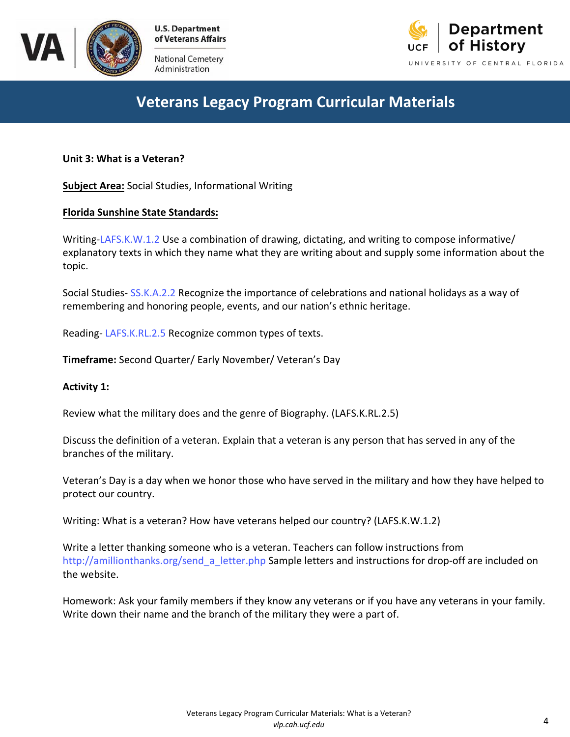**Unit 3: What is a Veteran?**

**Subject Area:** Social Studies, Informational Writing

**Florida Sunshine State Standards:**

Writing-LAFS.K.W.1.2 Use a combination of drawing, dictating, and writing to compose informative/ explanatory texts in which they name what they are writing about and supply some information about the topic.

Social Studies- SS.K.A.2.2 Recognize the importance of celebrations and national holidays as a way of remembering and honoring people, events, and our nation's ethnic heritage.

Reading- LAFS.K.RL.2.5 Recognize common types of texts.

**Timeframe:** Second Quarter/ Early November/ Veteran's Day

**Activity 1:**

Review what the military does and the genre of Biography. (LAFS.K.RL.2.5)

Discuss the definition of a veteran. Explain that a veteran is any person that has served in any of the branches of the military.

Veteran's Day is a day when we honor those who have served in the military and how they have helped to protect our country.

Writing: What is a veteran? How have veterans helped our country? (LAFS.K.W.1.2)

Write a letter thanking someone who is a veteran. Teachers can follow instructions from http://amillionthanks.org/send_a_letter.php Sample letters and instructions for drop-off are included on the website.

Homework: Ask your family members if they know any veterans or if you have any veterans in your family. Write down their name and the branch of the military they were a part of.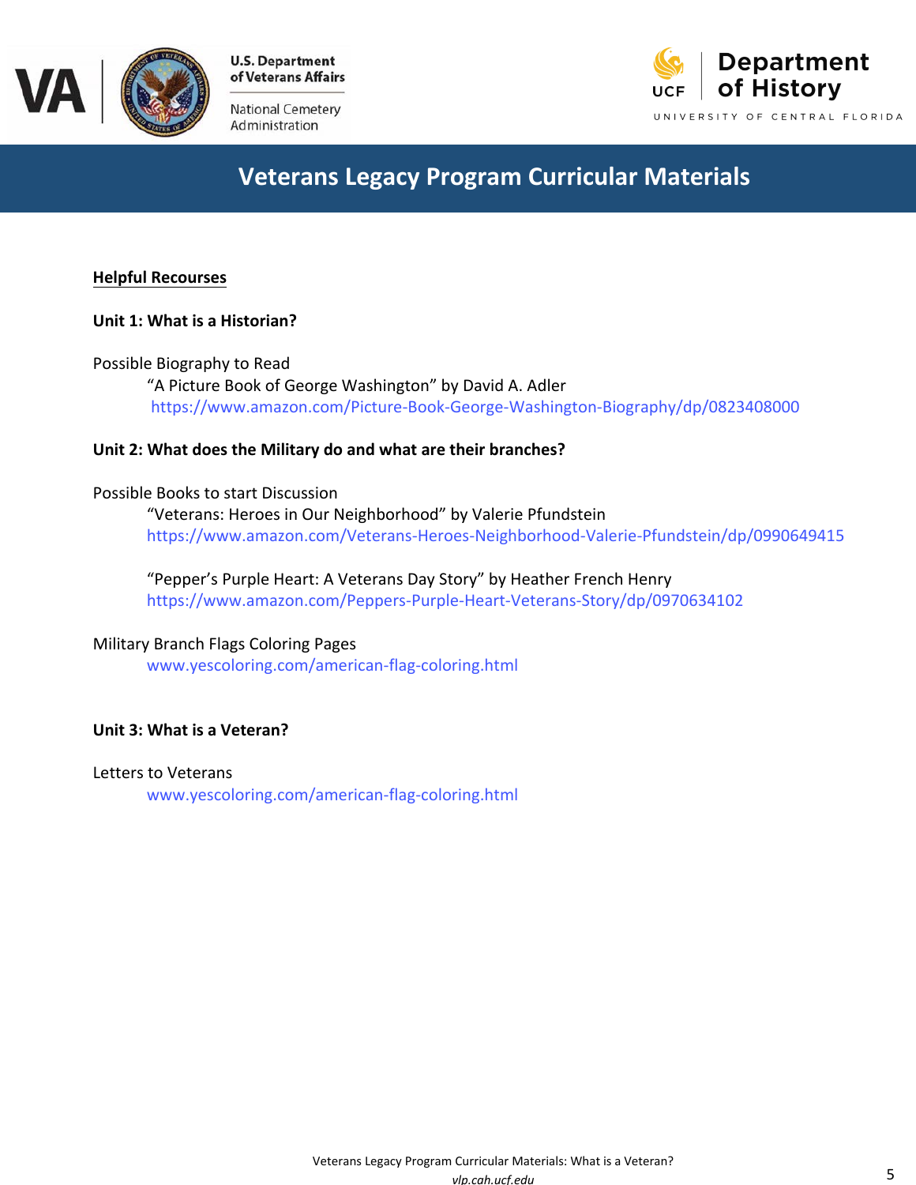**Veterans Legacy Program Curricular Materials**

## Helpful Recourses

### Unit 1: What is a Historian?

Possible Biography to Read

"A Picture Book of George Washington" by David A. Adler
https://www.amazon.com/Picture-Book-George-Washington-Biography/dp/0823408000

### Unit 2: What does the Military do and what are their branches?

Possible Books to start Discussion

"Veterans: Heroes in Our Neighborhood" by Valerie Pfundstein
https://www.amazon.com/Veterans-Heroes-Neighborhood-Valerie-Pfundstein/dp/0990649415

"Pepper's Purple Heart: A Veterans Day Story" by Heather French Henry
https://www.amazon.com/Peppers-Purple-Heart-Veterans-Story/dp/0970634102

Military Branch Flags Coloring Pages

www.yescoloring.com/american-flag-coloring.html

### Unit 3: What is a Veteran?

Letters to Veterans

www.yescoloring.com/american-flag-coloring.html